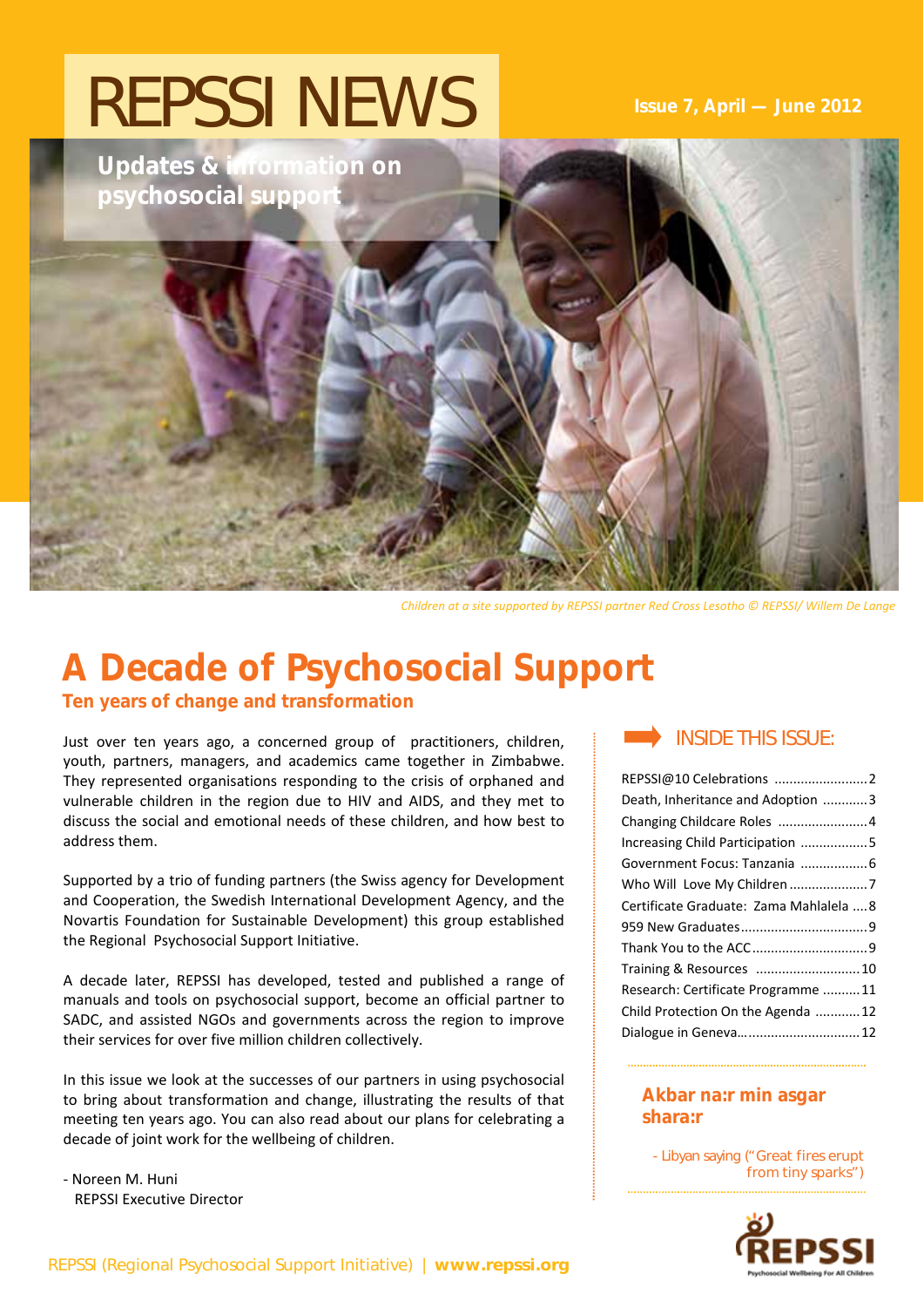# REPSSI NEWS

**Issue 7, April — June 2012**

**Updates & information on psychosocial support**

*Children at a site supported by REPSSI partner Red Cross Lesotho © REPSSI/ Willem De Lange*

## A Decade of Psychosocial Support

### Ten years of change and transformation

Just over ten years ago, a concerned group of practitioners, children, youth, partners, managers, and academics came together in Zimbabwe. They represented organisations responding to the crisis of orphaned and vulnerable children in the region due to HIV and AIDS, and they met to discuss the social and emotional needs of these children, and how best to address them.

Supported by a trio of funding partners (the Swiss agency for Development and Cooperation, the Swedish International Development Agency, and the Novartis Foundation for Sustainable Development) this group established the Regional Psychosocial Support Initiative.

A decade later, REPSSI has developed, tested and published a range of manuals and tools on psychosocial support, become an official partner to SADC, and assisted NGOs and governments across the region to improve their services for over five million children collectively.

In this issue we look at the successes of our partners in using psychosocial to bring about transformation and change, illustrating the results of that meeting ten years ago. You can also read about our plans for celebrating a decade of joint work for the wellbeing of children.

- Noreen M. Huni
  REPSSI Executive Director

### INSIDE THIS ISSUE:

| | |
|---|---|
| REPSSI@10 Celebrations | 2 |
| Death, Inheritance and Adoption | 3 |
| Changing Childcare Roles | 4 |
| Increasing Child Participation | 5 |
| Government Focus: Tanzania | 6 |
| Who Will Love My Children | 7 |
| Certificate Graduate: Zama Mahlalela | 8 |
| 959 New Graduates | 9 |
| Thank You to the ACC | 9 |
| Training & Resources | 10 |
| Research: Certificate Programme | 11 |
| Child Protection On the Agenda | 12 |
| Dialogue in Geneva | 12 |

**Akbar na:r min asgar shara:r**

- Libyan saying ("Great fires erupt from tiny sparks")

REPSSI — Psychosocial Wellbeing For All Children

REPSSI (Regional Psychosocial Support Initiative) | **www.repssi.org**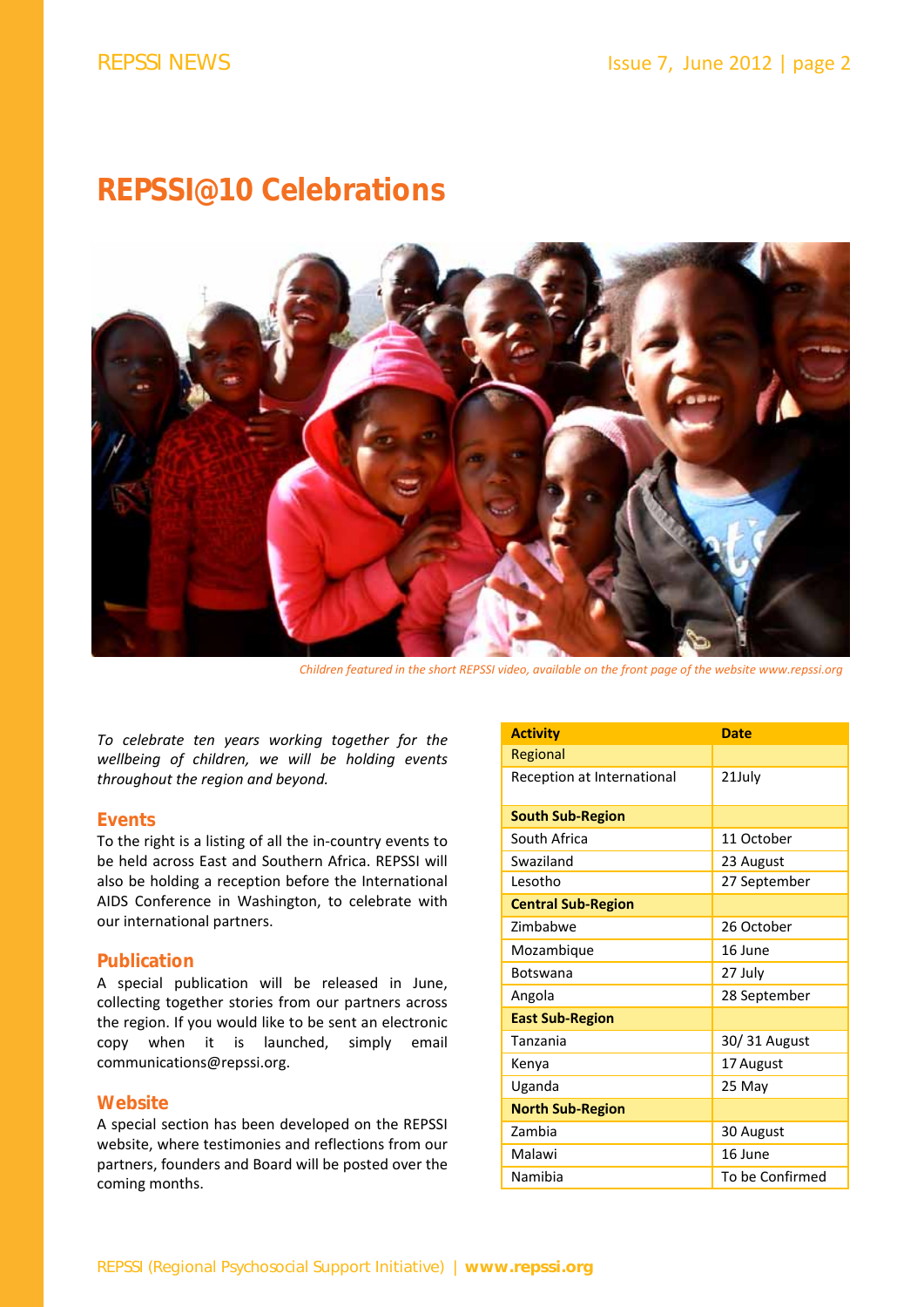# REPSSI@10 Celebrations

*Children featured in the short REPSSI video, available on the front page of the website www.repssi.org*

*To celebrate ten years working together for the wellbeing of children, we will be holding events throughout the region and beyond.*

## Events

To the right is a listing of all the in-country events to be held across East and Southern Africa. REPSSI will also be holding a reception before the International AIDS Conference in Washington, to celebrate with our international partners.

## Publication

A special publication will be released in June, collecting together stories from our partners across the region. If you would like to be sent an electronic copy when it is launched, simply email communications@repssi.org.

## Website

A special section has been developed on the REPSSI website, where testimonies and reflections from our partners, founders and Board will be posted over the coming months.

| Activity | Date |
| --- | --- |
| Regional | |
| Reception at International | 21July |
| **South Sub-Region** | |
| South Africa | 11 October |
| Swaziland | 23 August |
| Lesotho | 27 September |
| **Central Sub-Region** | |
| Zimbabwe | 26 October |
| Mozambique | 16 June |
| Botswana | 27 July |
| Angola | 28 September |
| **East Sub-Region** | |
| Tanzania | 30/ 31 August |
| Kenya | 17 August |
| Uganda | 25 May |
| **North Sub-Region** | |
| Zambia | 30 August |
| Malawi | 16 June |
| Namibia | To be Confirmed |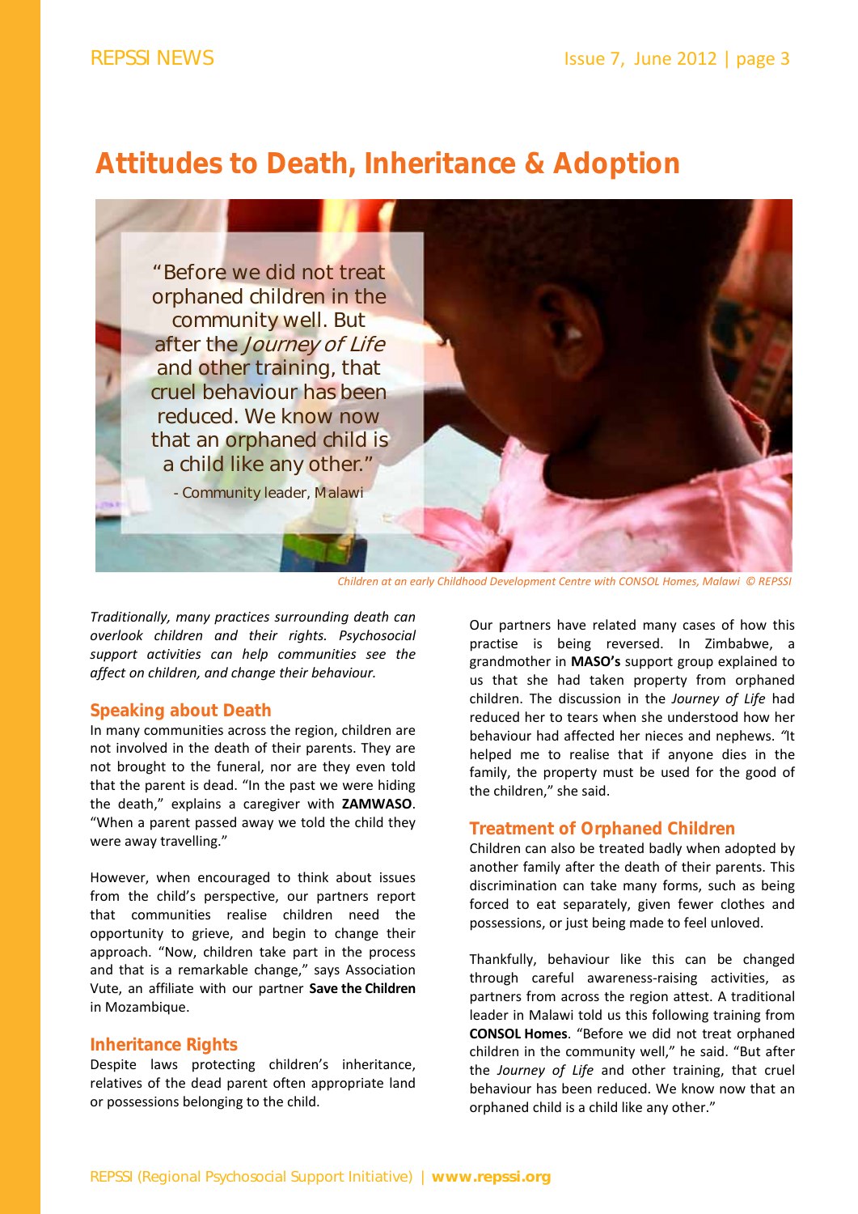# Attitudes to Death, Inheritance & Adoption

"Before we did not treat orphaned children in the community well. But after the *Journey of Life* and other training, that cruel behaviour has been reduced. We know now that an orphaned child is a child like any other."

- Community leader, Malawi

*Children at an early Childhood Development Centre with CONSOL Homes, Malawi © REPSSI*

*Traditionally, many practices surrounding death can overlook children and their rights. Psychosocial support activities can help communities see the affect on children, and change their behaviour.*

## Speaking about Death

In many communities across the region, children are not involved in the death of their parents. They are not brought to the funeral, nor are they even told that the parent is dead. "In the past we were hiding the death," explains a caregiver with **ZAMWASO**. "When a parent passed away we told the child they were away travelling."

However, when encouraged to think about issues from the child's perspective, our partners report that communities realise children need the opportunity to grieve, and begin to change their approach. "Now, children take part in the process and that is a remarkable change," says Association Vute, an affiliate with our partner **Save the Children** in Mozambique.

## Inheritance Rights

Despite laws protecting children's inheritance, relatives of the dead parent often appropriate land or possessions belonging to the child.

Our partners have related many cases of how this practise is being reversed. In Zimbabwe, a grandmother in **MASO's** support group explained to us that she had taken property from orphaned children. The discussion in the *Journey of Life* had reduced her to tears when she understood how her behaviour had affected her nieces and nephews. "It helped me to realise that if anyone dies in the family, the property must be used for the good of the children," she said.

## Treatment of Orphaned Children

Children can also be treated badly when adopted by another family after the death of their parents. This discrimination can take many forms, such as being forced to eat separately, given fewer clothes and possessions, or just being made to feel unloved.

Thankfully, behaviour like this can be changed through careful awareness-raising activities, as partners from across the region attest. A traditional leader in Malawi told us this following training from **CONSOL Homes**. "Before we did not treat orphaned children in the community well," he said. "But after the *Journey of Life* and other training, that cruel behaviour has been reduced. We know now that an orphaned child is a child like any other."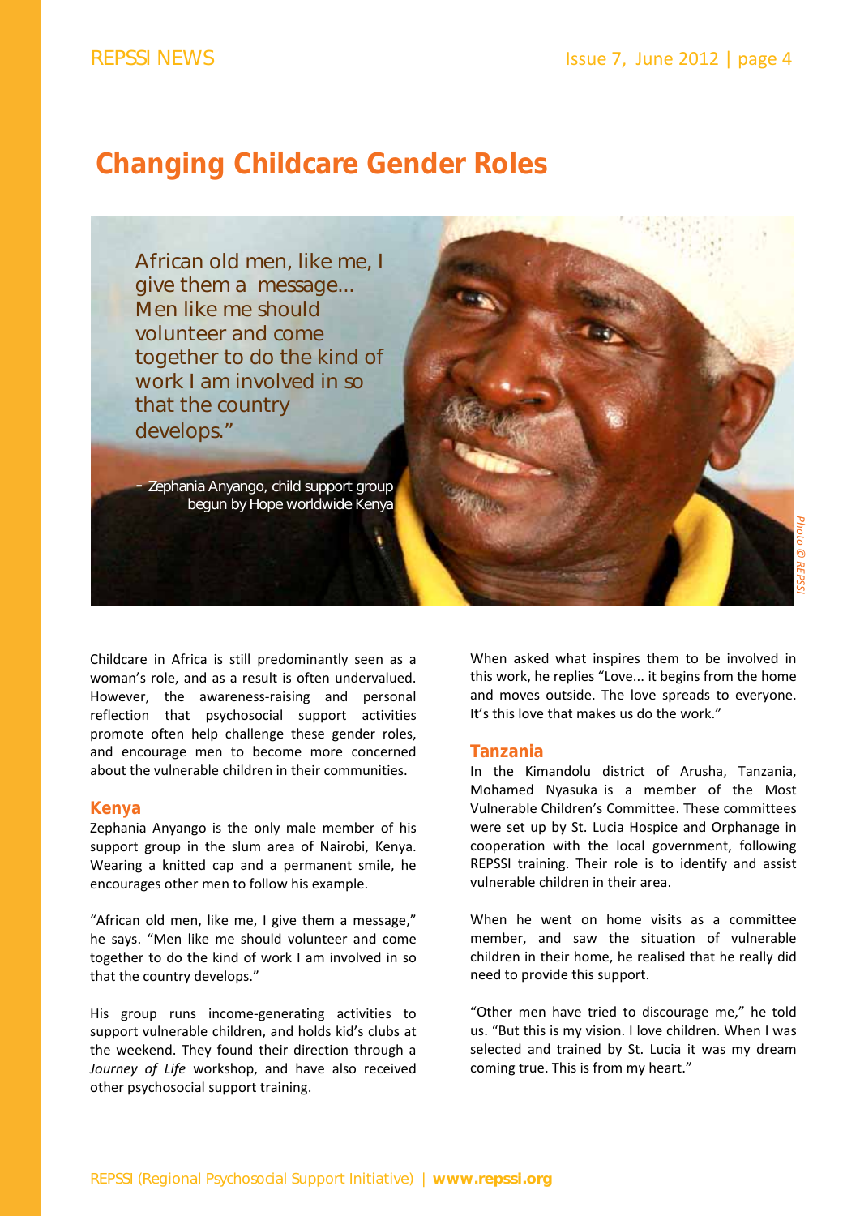# Changing Childcare Gender Roles

African old men, like me, I give them a message... Men like me should volunteer and come together to do the kind of work I am involved in so that the country develops."

- Zephania Anyango, child support group begun by Hope worldwide Kenya

Photo © REPSSI

Childcare in Africa is still predominantly seen as a woman's role, and as a result is often undervalued. However, the awareness-raising and personal reflection that psychosocial support activities promote often help challenge these gender roles, and encourage men to become more concerned about the vulnerable children in their communities.

## Kenya

Zephania Anyango is the only male member of his support group in the slum area of Nairobi, Kenya. Wearing a knitted cap and a permanent smile, he encourages other men to follow his example.

"African old men, like me, I give them a message," he says. "Men like me should volunteer and come together to do the kind of work I am involved in so that the country develops."

His group runs income-generating activities to support vulnerable children, and holds kid's clubs at the weekend. They found their direction through a *Journey of Life* workshop, and have also received other psychosocial support training.

When asked what inspires them to be involved in this work, he replies "Love... it begins from the home and moves outside. The love spreads to everyone. It's this love that makes us do the work."

## Tanzania

In the Kimandolu district of Arusha, Tanzania, Mohamed Nyasuka is a member of the Most Vulnerable Children's Committee. These committees were set up by St. Lucia Hospice and Orphanage in cooperation with the local government, following REPSSI training. Their role is to identify and assist vulnerable children in their area.

When he went on home visits as a committee member, and saw the situation of vulnerable children in their home, he realised that he really did need to provide this support.

"Other men have tried to discourage me," he told us. "But this is my vision. I love children. When I was selected and trained by St. Lucia it was my dream coming true. This is from my heart."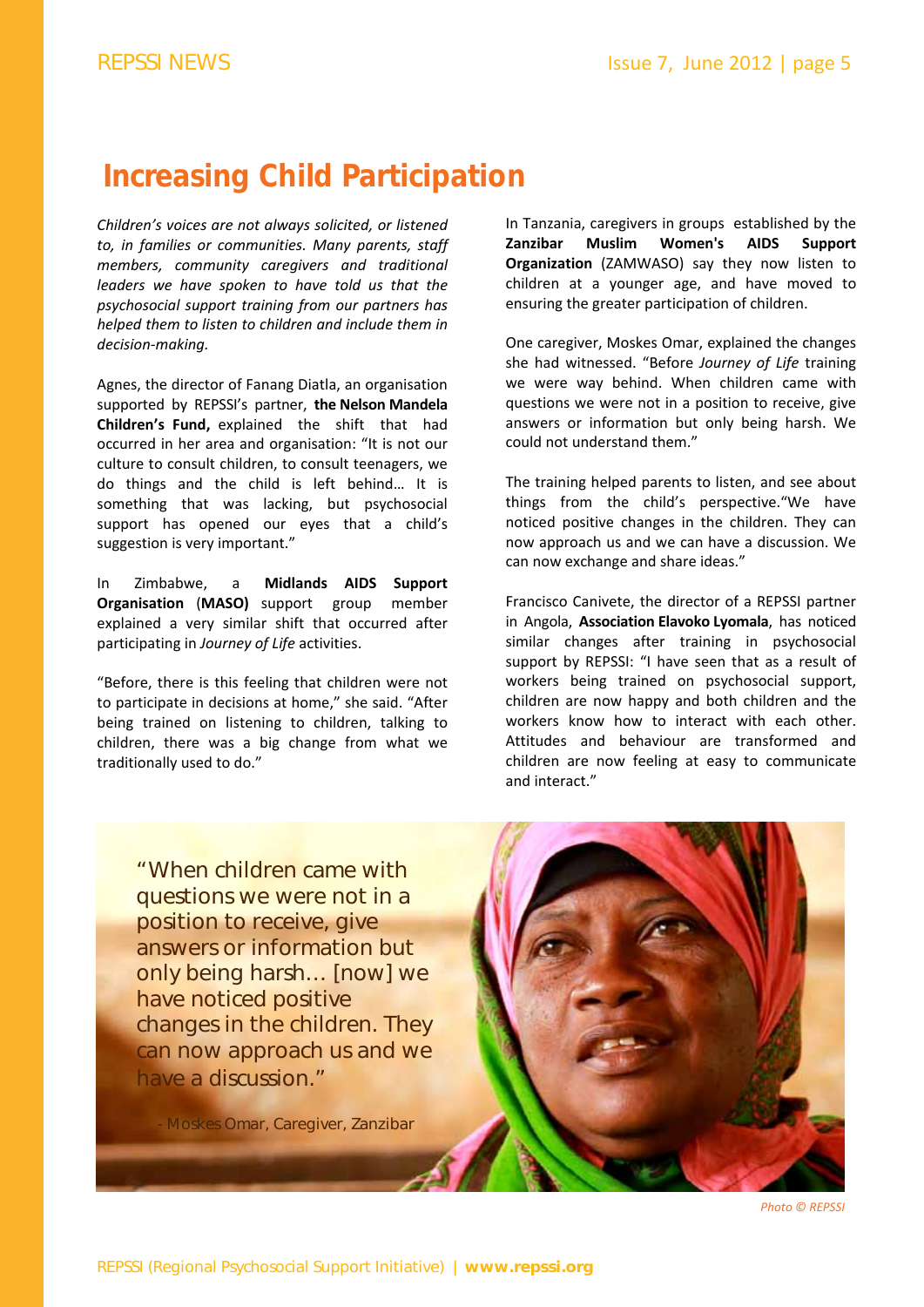# Increasing Child Participation

*Children's voices are not always solicited, or listened to, in families or communities. Many parents, staff members, community caregivers and traditional leaders we have spoken to have told us that the psychosocial support training from our partners has helped them to listen to children and include them in decision-making.*

Agnes, the director of Fanang Diatla, an organisation supported by REPSSI's partner, **the Nelson Mandela Children's Fund,** explained the shift that had occurred in her area and organisation: "It is not our culture to consult children, to consult teenagers, we do things and the child is left behind… It is something that was lacking, but psychosocial support has opened our eyes that a child's suggestion is very important."

In Zimbabwe, a **Midlands AIDS Support Organisation** (**MASO)** support group member explained a very similar shift that occurred after participating in *Journey of Life* activities.

"Before, there is this feeling that children were not to participate in decisions at home," she said. "After being trained on listening to children, talking to children, there was a big change from what we traditionally used to do."

In Tanzania, caregivers in groups established by the **Zanzibar Muslim Women's AIDS Support Organization** (ZAMWASO) say they now listen to children at a younger age, and have moved to ensuring the greater participation of children.

One caregiver, Moskes Omar, explained the changes she had witnessed. "Before *Journey of Life* training we were way behind. When children came with questions we were not in a position to receive, give answers or information but only being harsh. We could not understand them."

The training helped parents to listen, and see about things from the child's perspective."We have noticed positive changes in the children. They can now approach us and we can have a discussion. We can now exchange and share ideas."

Francisco Canivete, the director of a REPSSI partner in Angola, **Association Elavoko Lyomala**, has noticed similar changes after training in psychosocial support by REPSSI: "I have seen that as a result of workers being trained on psychosocial support, children are now happy and both children and the workers know how to interact with each other. Attitudes and behaviour are transformed and children are now feeling at easy to communicate and interact."

"When children came with questions we were not in a position to receive, give answers or information but only being harsh… [now] we have noticed positive changes in the children. They can now approach us and we have a discussion."

- Moskes Omar, Caregiver, Zanzibar

*Photo © REPSSI*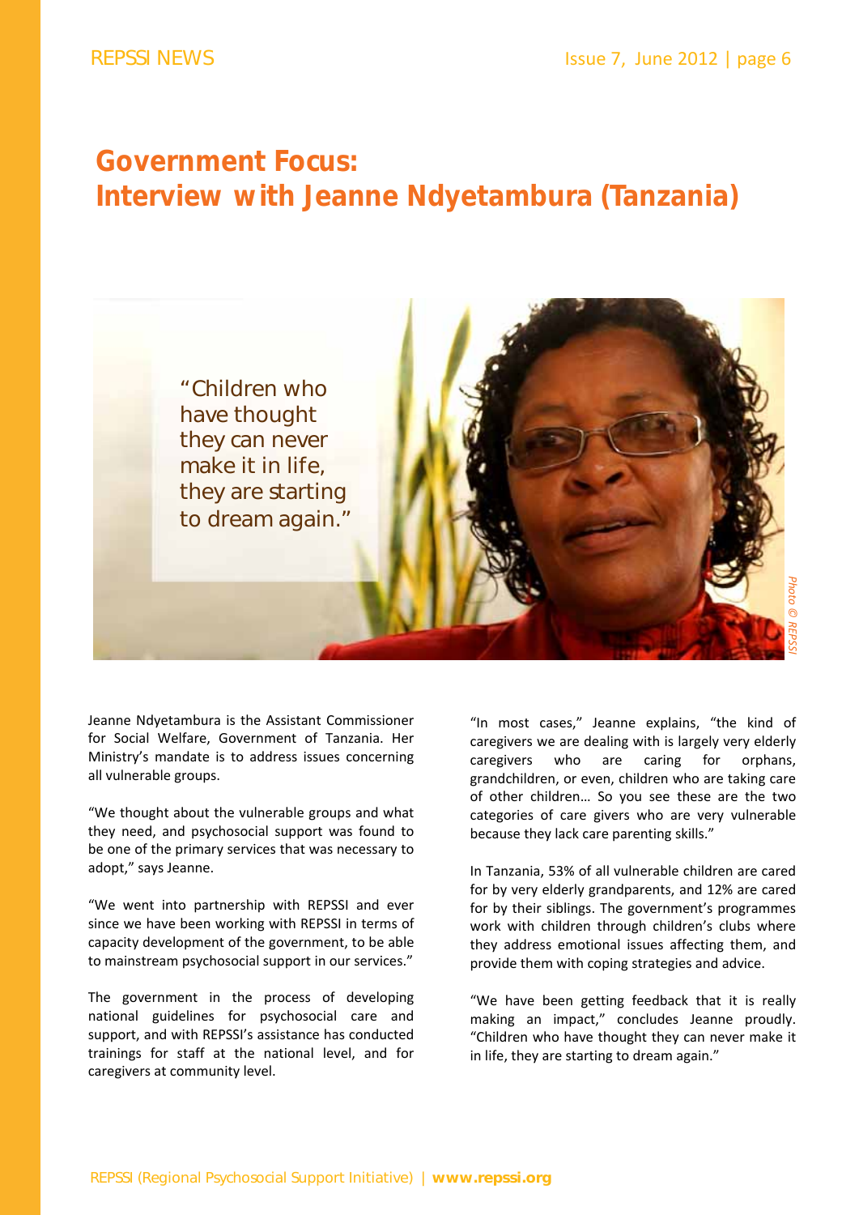# Government Focus: Interview with Jeanne Ndyetambura (Tanzania)

"Children who have thought they can never make it in life, they are starting to dream again."

Photo © REPSSI

Jeanne Ndyetambura is the Assistant Commissioner for Social Welfare, Government of Tanzania. Her Ministry's mandate is to address issues concerning all vulnerable groups.

"We thought about the vulnerable groups and what they need, and psychosocial support was found to be one of the primary services that was necessary to adopt," says Jeanne.

"We went into partnership with REPSSI and ever since we have been working with REPSSI in terms of capacity development of the government, to be able to mainstream psychosocial support in our services."

The government in the process of developing national guidelines for psychosocial care and support, and with REPSSI's assistance has conducted trainings for staff at the national level, and for caregivers at community level.

"In most cases," Jeanne explains, "the kind of caregivers we are dealing with is largely very elderly caregivers who are caring for orphans, grandchildren, or even, children who are taking care of other children… So you see these are the two categories of care givers who are very vulnerable because they lack care parenting skills."

In Tanzania, 53% of all vulnerable children are cared for by very elderly grandparents, and 12% are cared for by their siblings. The government's programmes work with children through children's clubs where they address emotional issues affecting them, and provide them with coping strategies and advice.

"We have been getting feedback that it is really making an impact," concludes Jeanne proudly. "Children who have thought they can never make it in life, they are starting to dream again."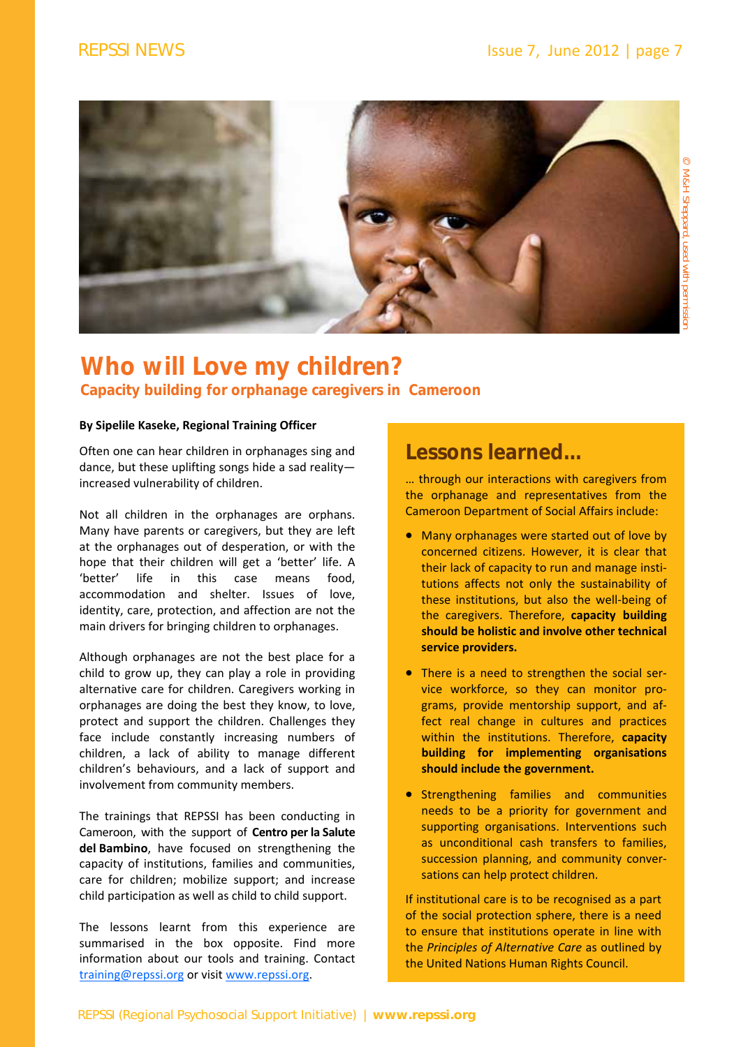© M&H Sheppard, used with permission

# Who will Love my children?

## Capacity building for orphanage caregivers in Cameroon

**By Sipelile Kaseke, Regional Training Officer**

Often one can hear children in orphanages sing and dance, but these uplifting songs hide a sad reality—increased vulnerability of children.

Not all children in the orphanages are orphans. Many have parents or caregivers, but they are left at the orphanages out of desperation, or with the hope that their children will get a 'better' life. A 'better' life in this case means food, accommodation and shelter. Issues of love, identity, care, protection, and affection are not the main drivers for bringing children to orphanages.

Although orphanages are not the best place for a child to grow up, they can play a role in providing alternative care for children. Caregivers working in orphanages are doing the best they know, to love, protect and support the children. Challenges they face include constantly increasing numbers of children, a lack of ability to manage different children's behaviours, and a lack of support and involvement from community members.

The trainings that REPSSI has been conducting in Cameroon, with the support of **Centro per la Salute del Bambino**, have focused on strengthening the capacity of institutions, families and communities, care for children; mobilize support; and increase child participation as well as child to child support.

The lessons learnt from this experience are summarised in the box opposite. Find more information about our tools and training. Contact training@repssi.org or visit www.repssi.org.

## Lessons learned...

... through our interactions with caregivers from the orphanage and representatives from the Cameroon Department of Social Affairs include:

- Many orphanages were started out of love by concerned citizens. However, it is clear that their lack of capacity to run and manage institutions affects not only the sustainability of these institutions, but also the well-being of the caregivers. Therefore, **capacity building should be holistic and involve other technical service providers.**
- There is a need to strengthen the social service workforce, so they can monitor programs, provide mentorship support, and affect real change in cultures and practices within the institutions. Therefore, **capacity building for implementing organisations should include the government.**
- Strengthening families and communities needs to be a priority for government and supporting organisations. Interventions such as unconditional cash transfers to families, succession planning, and community conversations can help protect children.

If institutional care is to be recognised as a part of the social protection sphere, there is a need to ensure that institutions operate in line with the *Principles of Alternative Care* as outlined by the United Nations Human Rights Council.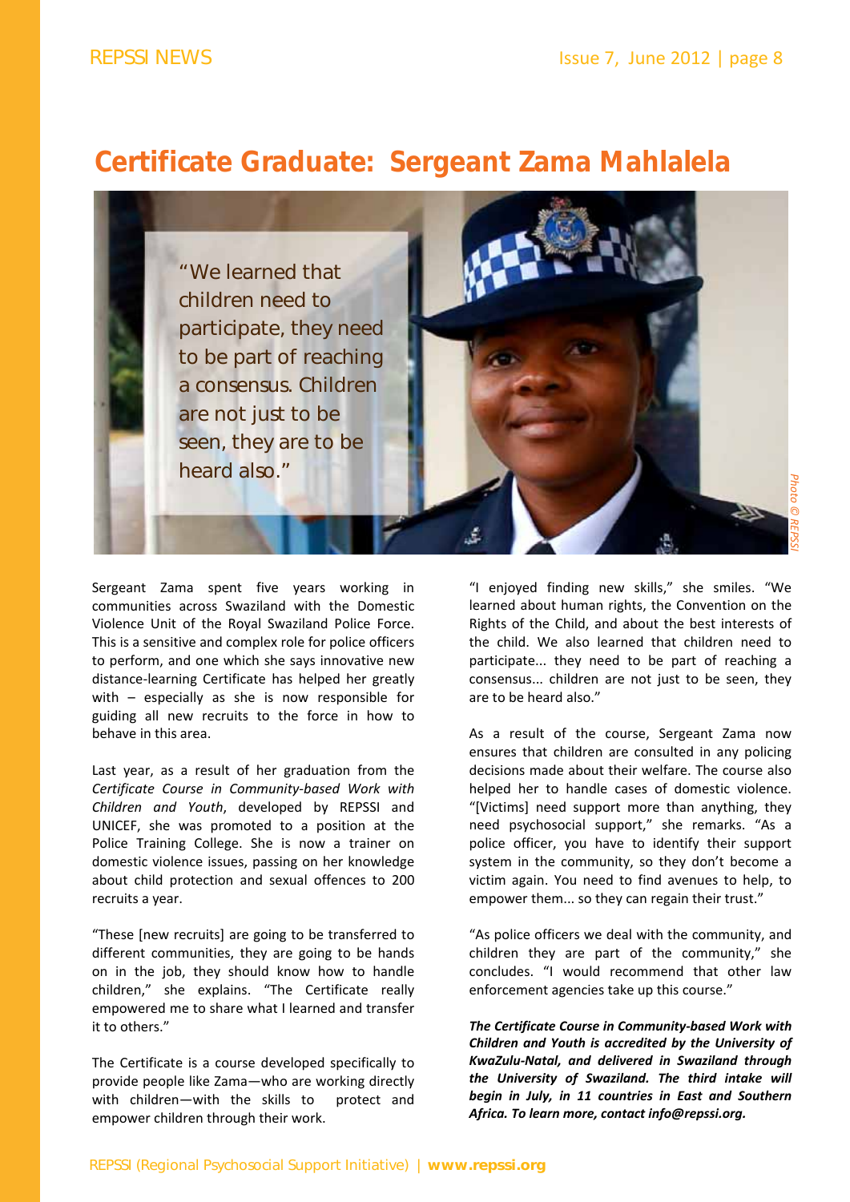# Certificate Graduate: Sergeant Zama Mahlalela

"We learned that children need to participate, they need to be part of reaching a consensus. Children are not just to be seen, they are to be heard also."

Photo © REPSSI

Sergeant Zama spent five years working in communities across Swaziland with the Domestic Violence Unit of the Royal Swaziland Police Force. This is a sensitive and complex role for police officers to perform, and one which she says innovative new distance-learning Certificate has helped her greatly with – especially as she is now responsible for guiding all new recruits to the force in how to behave in this area.

Last year, as a result of her graduation from the *Certificate Course in Community-based Work with Children and Youth*, developed by REPSSI and UNICEF, she was promoted to a position at the Police Training College. She is now a trainer on domestic violence issues, passing on her knowledge about child protection and sexual offences to 200 recruits a year.

"These [new recruits] are going to be transferred to different communities, they are going to be hands on in the job, they should know how to handle children," she explains. "The Certificate really empowered me to share what I learned and transfer it to others."

The Certificate is a course developed specifically to provide people like Zama—who are working directly with children—with the skills to protect and empower children through their work.

"I enjoyed finding new skills," she smiles. "We learned about human rights, the Convention on the Rights of the Child, and about the best interests of the child. We also learned that children need to participate... they need to be part of reaching a consensus... children are not just to be seen, they are to be heard also."

As a result of the course, Sergeant Zama now ensures that children are consulted in any policing decisions made about their welfare. The course also helped her to handle cases of domestic violence. "[Victims] need support more than anything, they need psychosocial support," she remarks. "As a police officer, you have to identify their support system in the community, so they don't become a victim again. You need to find avenues to help, to empower them... so they can regain their trust."

"As police officers we deal with the community, and children they are part of the community," she concludes. "I would recommend that other law enforcement agencies take up this course."

***The Certificate Course in Community-based Work with Children and Youth is accredited by the University of KwaZulu-Natal, and delivered in Swaziland through the University of Swaziland. The third intake will begin in July, in 11 countries in East and Southern Africa. To learn more, contact info@repssi.org.***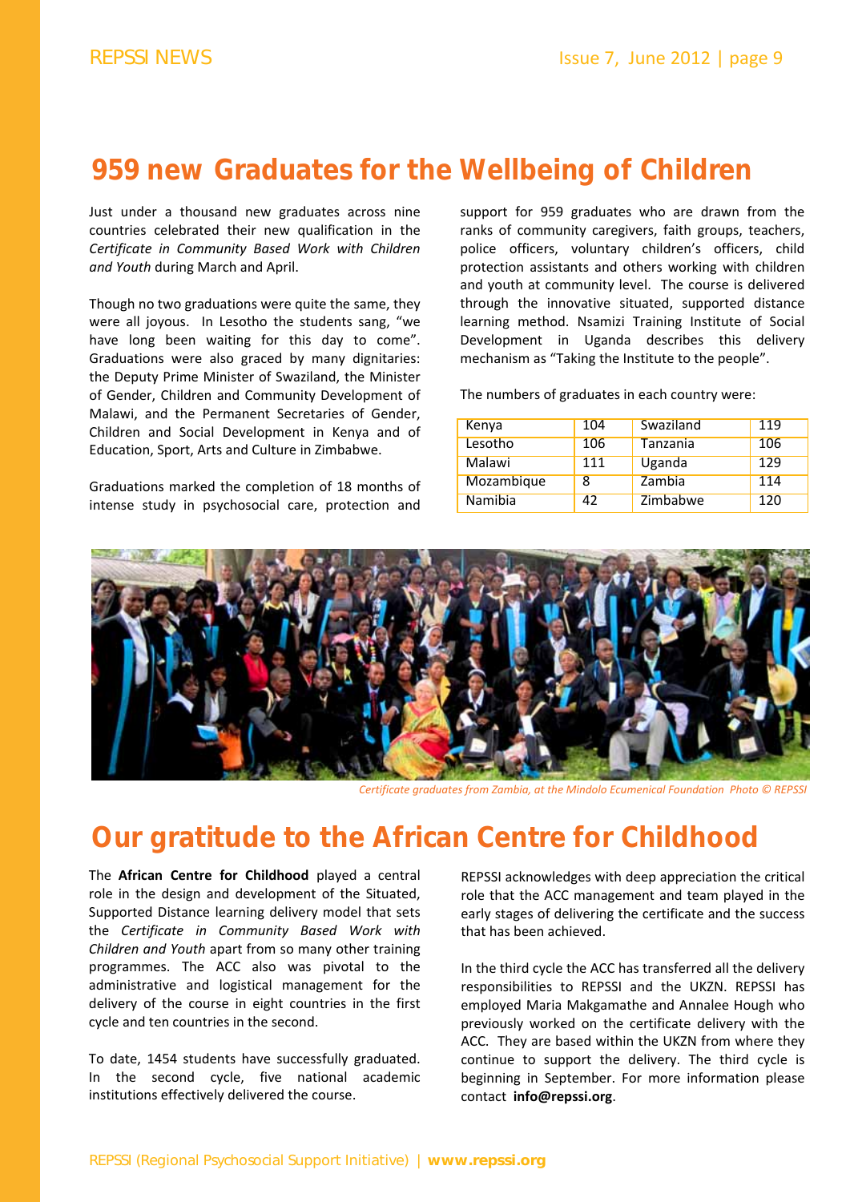## 959 new Graduates for the Wellbeing of Children

Just under a thousand new graduates across nine countries celebrated their new qualification in the *Certificate in Community Based Work with Children and Youth* during March and April.

Though no two graduations were quite the same, they were all joyous. In Lesotho the students sang, "we have long been waiting for this day to come". Graduations were also graced by many dignitaries: the Deputy Prime Minister of Swaziland, the Minister of Gender, Children and Community Development of Malawi, and the Permanent Secretaries of Gender, Children and Social Development in Kenya and of Education, Sport, Arts and Culture in Zimbabwe.

Graduations marked the completion of 18 months of intense study in psychosocial care, protection and support for 959 graduates who are drawn from the ranks of community caregivers, faith groups, teachers, police officers, voluntary children's officers, child protection assistants and others working with children and youth at community level. The course is delivered through the innovative situated, supported distance learning method. Nsamizi Training Institute of Social Development in Uganda describes this delivery mechanism as "Taking the Institute to the people".

The numbers of graduates in each country were:

| Kenya | 104 | Swaziland | 119 |
|---|---|---|---|
| Lesotho | 106 | Tanzania | 106 |
| Malawi | 111 | Uganda | 129 |
| Mozambique | 8 | Zambia | 114 |
| Namibia | 42 | Zimbabwe | 120 |

*Certificate graduates from Zambia, at the Mindolo Ecumenical Foundation Photo © REPSSI*

## Our gratitude to the African Centre for Childhood

The **African Centre for Childhood** played a central role in the design and development of the Situated, Supported Distance learning delivery model that sets the *Certificate in Community Based Work with Children and Youth* apart from so many other training programmes. The ACC also was pivotal to the administrative and logistical management for the delivery of the course in eight countries in the first cycle and ten countries in the second.

To date, 1454 students have successfully graduated. In the second cycle, five national academic institutions effectively delivered the course.

REPSSI acknowledges with deep appreciation the critical role that the ACC management and team played in the early stages of delivering the certificate and the success that has been achieved.

In the third cycle the ACC has transferred all the delivery responsibilities to REPSSI and the UKZN. REPSSI has employed Maria Makgamathe and Annalee Hough who previously worked on the certificate delivery with the ACC. They are based within the UKZN from where they continue to support the delivery. The third cycle is beginning in September. For more information please contact **info@repssi.org**.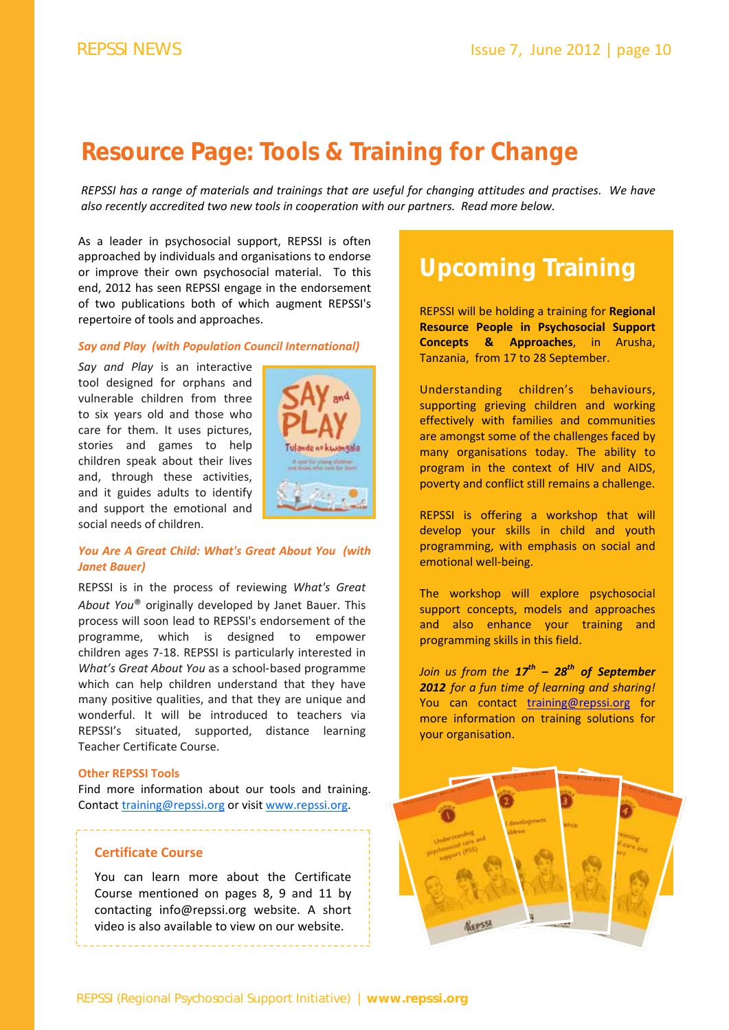# Resource Page: Tools & Training for Change

*REPSSI has a range of materials and trainings that are useful for changing attitudes and practises. We have also recently accredited two new tools in cooperation with our partners. Read more below.*

As a leader in psychosocial support, REPSSI is often approached by individuals and organisations to endorse or improve their own psychosocial material. To this end, 2012 has seen REPSSI engage in the endorsement of two publications both of which augment REPSSI's repertoire of tools and approaches.

### *Say and Play (with Population Council International)*

*Say and Play* is an interactive tool designed for orphans and vulnerable children from three to six years old and those who care for them. It uses pictures, stories and games to help children speak about their lives and, through these activities, and it guides adults to identify and support the emotional and social needs of children.

### *You Are A Great Child: What's Great About You (with Janet Bauer)*

REPSSI is in the process of reviewing *What's Great About You®* originally developed by Janet Bauer. This process will soon lead to REPSSI's endorsement of the programme, which is designed to empower children ages 7-18. REPSSI is particularly interested in *What's Great About You* as a school-based programme which can help children understand that they have many positive qualities, and that they are unique and wonderful. It will be introduced to teachers via REPSSI's situated, supported, distance learning Teacher Certificate Course.

### Other REPSSI Tools

Find more information about our tools and training. Contact training@repssi.org or visit www.repssi.org.

### Certificate Course

You can learn more about the Certificate Course mentioned on pages 8, 9 and 11 by contacting info@repssi.org website. A short video is also available to view on our website.

## Upcoming Training

REPSSI will be holding a training for **Regional Resource People in Psychosocial Support Concepts & Approaches**, in Arusha, Tanzania, from 17 to 28 September.

Understanding children's behaviours, supporting grieving children and working effectively with families and communities are amongst some of the challenges faced by many organisations today. The ability to program in the context of HIV and AIDS, poverty and conflict still remains a challenge.

REPSSI is offering a workshop that will develop your skills in child and youth programming, with emphasis on social and emotional well-being.

The workshop will explore psychosocial support concepts, models and approaches and also enhance your training and programming skills in this field.

*Join us from the* ***17th – 28th of September 2012*** *for a fun time of learning and sharing!* You can contact training@repssi.org for more information on training solutions for your organisation.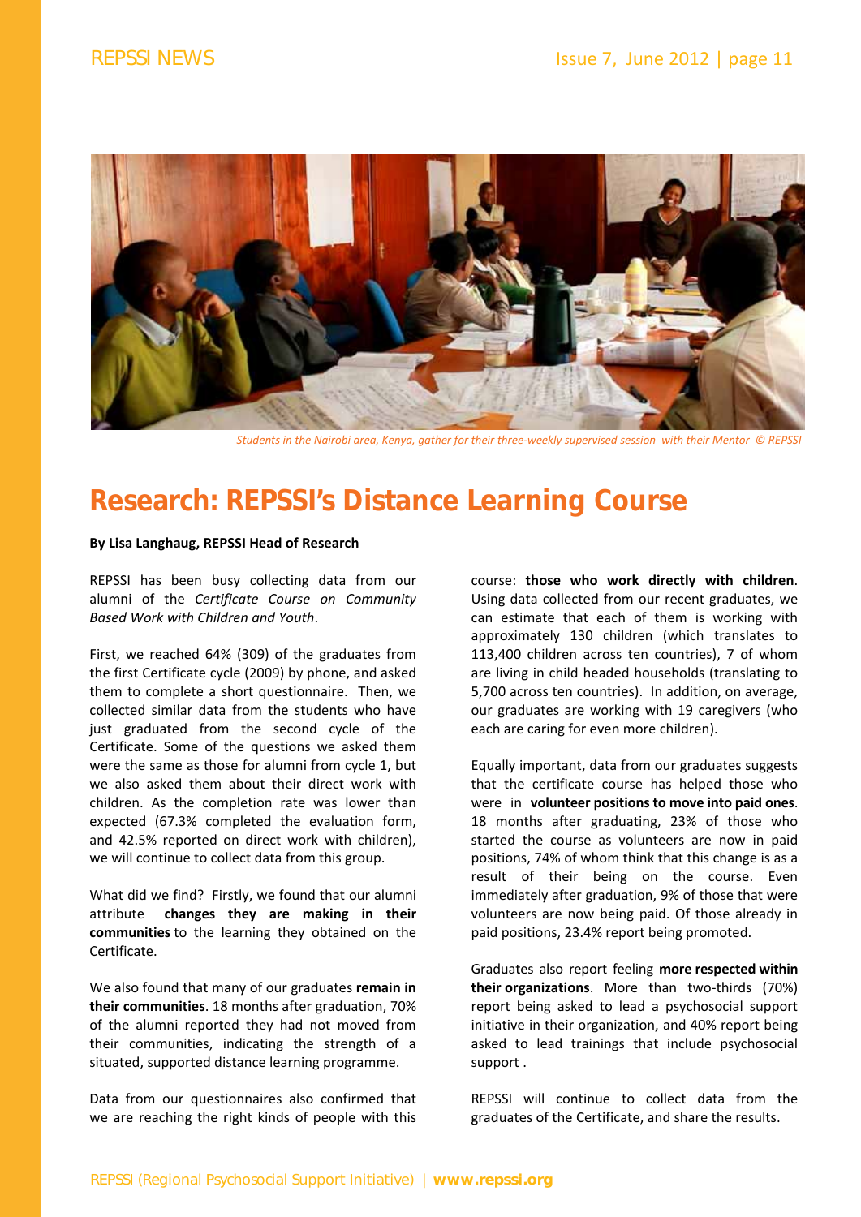*Students in the Nairobi area, Kenya, gather for their three-weekly supervised session with their Mentor © REPSSI*

# Research: REPSSI's Distance Learning Course

**By Lisa Langhaug, REPSSI Head of Research**

REPSSI has been busy collecting data from our alumni of the *Certificate Course on Community Based Work with Children and Youth*.

First, we reached 64% (309) of the graduates from the first Certificate cycle (2009) by phone, and asked them to complete a short questionnaire. Then, we collected similar data from the students who have just graduated from the second cycle of the Certificate. Some of the questions we asked them were the same as those for alumni from cycle 1, but we also asked them about their direct work with children. As the completion rate was lower than expected (67.3% completed the evaluation form, and 42.5% reported on direct work with children), we will continue to collect data from this group.

What did we find? Firstly, we found that our alumni attribute **changes they are making in their communities** to the learning they obtained on the Certificate.

We also found that many of our graduates **remain in their communities**. 18 months after graduation, 70% of the alumni reported they had not moved from their communities, indicating the strength of a situated, supported distance learning programme.

Data from our questionnaires also confirmed that we are reaching the right kinds of people with this course: **those who work directly with children**. Using data collected from our recent graduates, we can estimate that each of them is working with approximately 130 children (which translates to 113,400 children across ten countries), 7 of whom are living in child headed households (translating to 5,700 across ten countries). In addition, on average, our graduates are working with 19 caregivers (who each are caring for even more children).

Equally important, data from our graduates suggests that the certificate course has helped those who were in **volunteer positions to move into paid ones**. 18 months after graduating, 23% of those who started the course as volunteers are now in paid positions, 74% of whom think that this change is as a result of their being on the course. Even immediately after graduation, 9% of those that were volunteers are now being paid. Of those already in paid positions, 23.4% report being promoted.

Graduates also report feeling **more respected within their organizations**. More than two-thirds (70%) report being asked to lead a psychosocial support initiative in their organization, and 40% report being asked to lead trainings that include psychosocial support .

REPSSI will continue to collect data from the graduates of the Certificate, and share the results.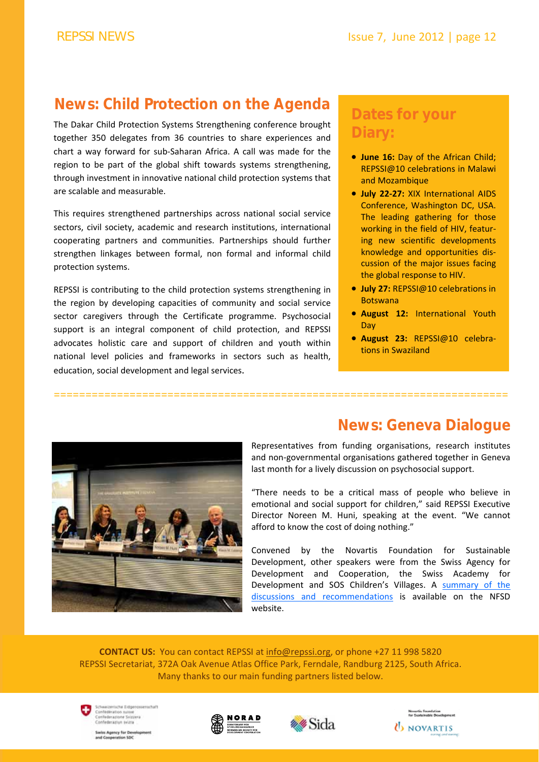## News: Child Protection on the Agenda

The Dakar Child Protection Systems Strengthening conference brought together 350 delegates from 36 countries to share experiences and chart a way forward for sub-Saharan Africa. A call was made for the region to be part of the global shift towards systems strengthening, through investment in innovative national child protection systems that are scalable and measurable.

This requires strengthened partnerships across national social service sectors, civil society, academic and research institutions, international cooperating partners and communities. Partnerships should further strengthen linkages between formal, non formal and informal child protection systems.

REPSSI is contributing to the child protection systems strengthening in the region by developing capacities of community and social service sector caregivers through the Certificate programme. Psychosocial support is an integral component of child protection, and REPSSI advocates holistic care and support of children and youth within national level policies and frameworks in sectors such as health, education, social development and legal services.

## Dates for your Diary:

- **June 16:** Day of the African Child; REPSSI@10 celebrations in Malawi and Mozambique
- **July 22-27:** XIX International AIDS Conference, Washington DC, USA. The leading gathering for those working in the field of HIV, featuring new scientific developments knowledge and opportunities discussion of the major issues facing the global response to HIV.
- **July 27:** REPSSI@10 celebrations in Botswana
- **August 12:** International Youth Day
- **August 23:** REPSSI@10 celebrations in Swaziland

## News: Geneva Dialogue

Representatives from funding organisations, research institutes and non-governmental organisations gathered together in Geneva last month for a lively discussion on psychosocial support.

"There needs to be a critical mass of people who believe in emotional and social support for children," said REPSSI Executive Director Noreen M. Huni, speaking at the event. "We cannot afford to know the cost of doing nothing."

Convened by the Novartis Foundation for Sustainable Development, other speakers were from the Swiss Agency for Development and Cooperation, the Swiss Academy for Development and SOS Children's Villages. A summary of the discussions and recommendations is available on the NFSD website.

**CONTACT US:** You can contact REPSSI at info@repssi.org, or phone +27 11 998 5820
REPSSI Secretariat, 372A Oak Avenue Atlas Office Park, Ferndale, Randburg 2125, South Africa.
Many thanks to our main funding partners listed below.

Schweizerische Eidgenossenschaft
Confédération suisse
Confederazione Svizzera
Confederaziun svizra

Swiss Agency for Development and Cooperation SDC

NORAD

Sida

Novartis Foundation for Sustainable Development

NOVARTIS